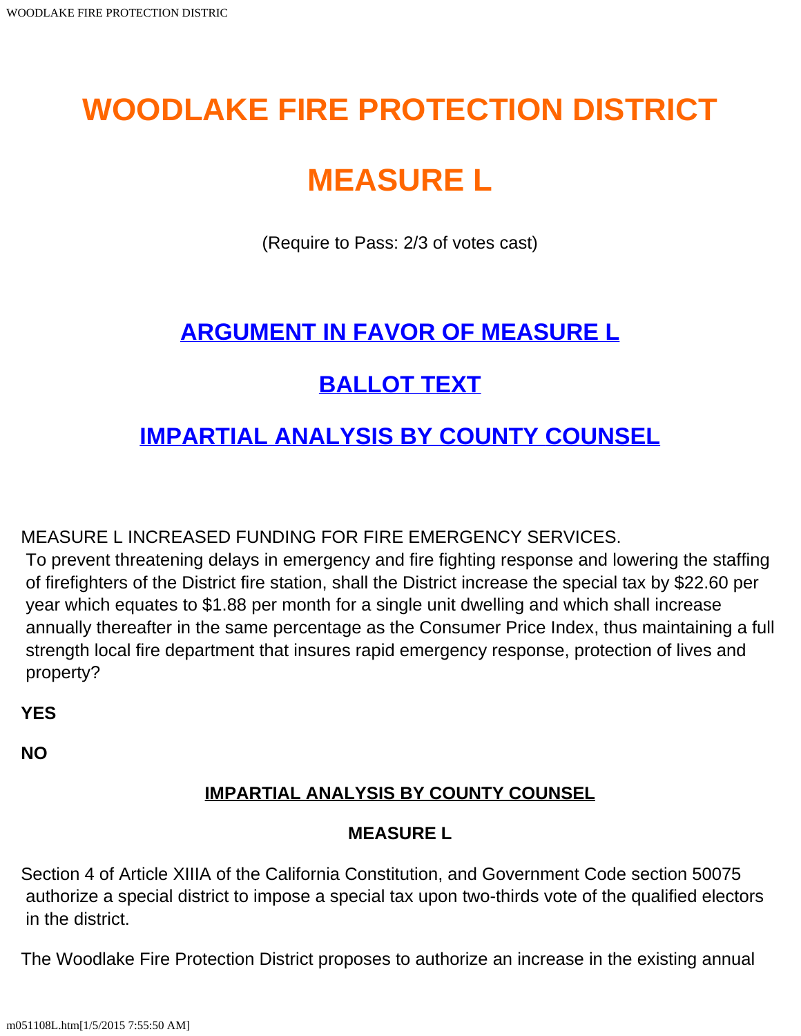# WOODLAKE FIRE PROTECTION DISTRICT

# MEASURE L

(Require to Pass: 2/3 of votes cast)

## ARGUMENT IN FAVOR OF MEASURE L

## BALLOT TEXT

## IMPARTIAL ANALYSIS BY COUNTY COUNSEL

MEASURE L INCREASED FUNDING FOR FIRE EMERGENCY SERVICES.
To prevent threatening delays in emergency and fire fighting response and lowering the staffing of firefighters of the District fire station, shall the District increase the special tax by $22.60 per year which equates to $1.88 per month for a single unit dwelling and which shall increase annually thereafter in the same percentage as the Consumer Price Index, thus maintaining a full strength local fire department that insures rapid emergency response, protection of lives and property?

**YES**

**NO**

### IMPARTIAL ANALYSIS BY COUNTY COUNSEL

**MEASURE L**

Section 4 of Article XIIIA of the California Constitution, and Government Code section 50075 authorize a special district to impose a special tax upon two-thirds vote of the qualified electors in the district.

The Woodlake Fire Protection District proposes to authorize an increase in the existing annual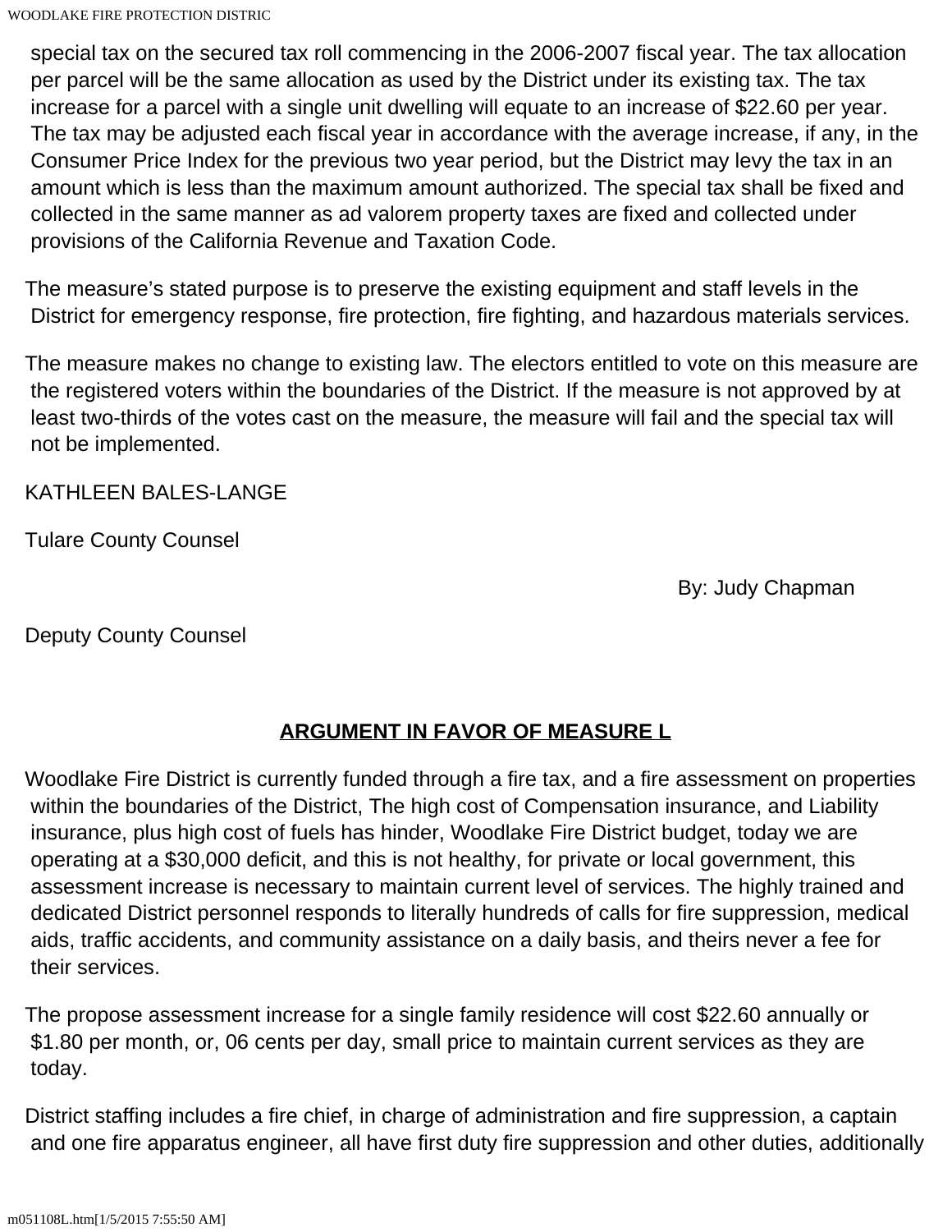special tax on the secured tax roll commencing in the 2006-2007 fiscal year. The tax allocation per parcel will be the same allocation as used by the District under its existing tax. The tax increase for a parcel with a single unit dwelling will equate to an increase of $22.60 per year. The tax may be adjusted each fiscal year in accordance with the average increase, if any, in the Consumer Price Index for the previous two year period, but the District may levy the tax in an amount which is less than the maximum amount authorized. The special tax shall be fixed and collected in the same manner as ad valorem property taxes are fixed and collected under provisions of the California Revenue and Taxation Code.

The measure's stated purpose is to preserve the existing equipment and staff levels in the District for emergency response, fire protection, fire fighting, and hazardous materials services.

The measure makes no change to existing law. The electors entitled to vote on this measure are the registered voters within the boundaries of the District. If the measure is not approved by at least two-thirds of the votes cast on the measure, the measure will fail and the special tax will not be implemented.

KATHLEEN BALES-LANGE

Tulare County Counsel

By: Judy Chapman

Deputy County Counsel

## ARGUMENT IN FAVOR OF MEASURE L

Woodlake Fire District is currently funded through a fire tax, and a fire assessment on properties within the boundaries of the District, The high cost of Compensation insurance, and Liability insurance, plus high cost of fuels has hinder, Woodlake Fire District budget, today we are operating at a $30,000 deficit, and this is not healthy, for private or local government, this assessment increase is necessary to maintain current level of services. The highly trained and dedicated District personnel responds to literally hundreds of calls for fire suppression, medical aids, traffic accidents, and community assistance on a daily basis, and theirs never a fee for their services.

The propose assessment increase for a single family residence will cost $22.60 annually or $1.80 per month, or, 06 cents per day, small price to maintain current services as they are today.

District staffing includes a fire chief, in charge of administration and fire suppression, a captain and one fire apparatus engineer, all have first duty fire suppression and other duties, additionally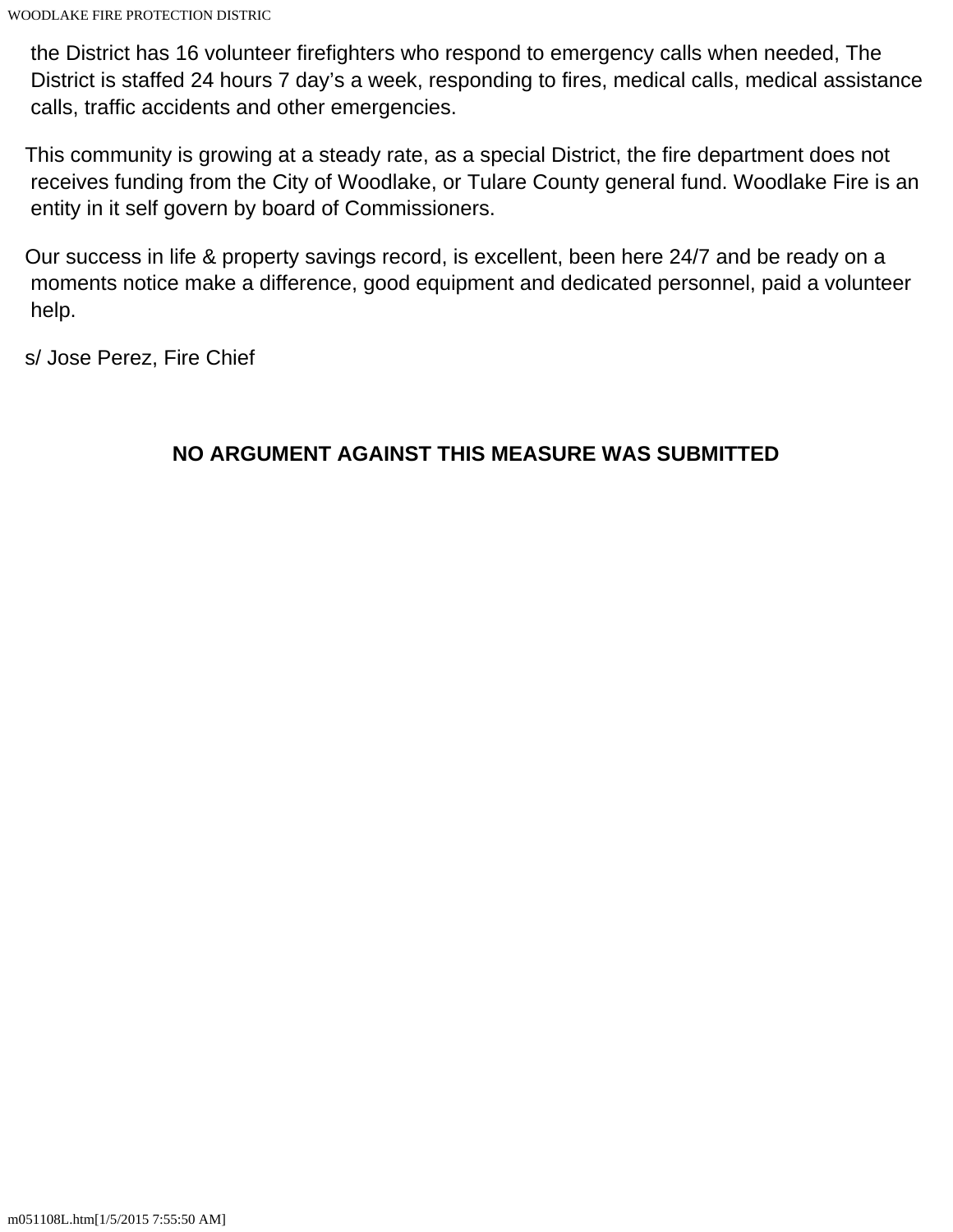the District has 16 volunteer firefighters who respond to emergency calls when needed, The District is staffed 24 hours 7 day's a week, responding to fires, medical calls, medical assistance calls, traffic accidents and other emergencies.

This community is growing at a steady rate, as a special District, the fire department does not receives funding from the City of Woodlake, or Tulare County general fund. Woodlake Fire is an entity in it self govern by board of Commissioners.

Our success in life & property savings record, is excellent, been here 24/7 and be ready on a moments notice make a difference, good equipment and dedicated personnel, paid a volunteer help.

s/ Jose Perez, Fire Chief

**NO ARGUMENT AGAINST THIS MEASURE WAS SUBMITTED**